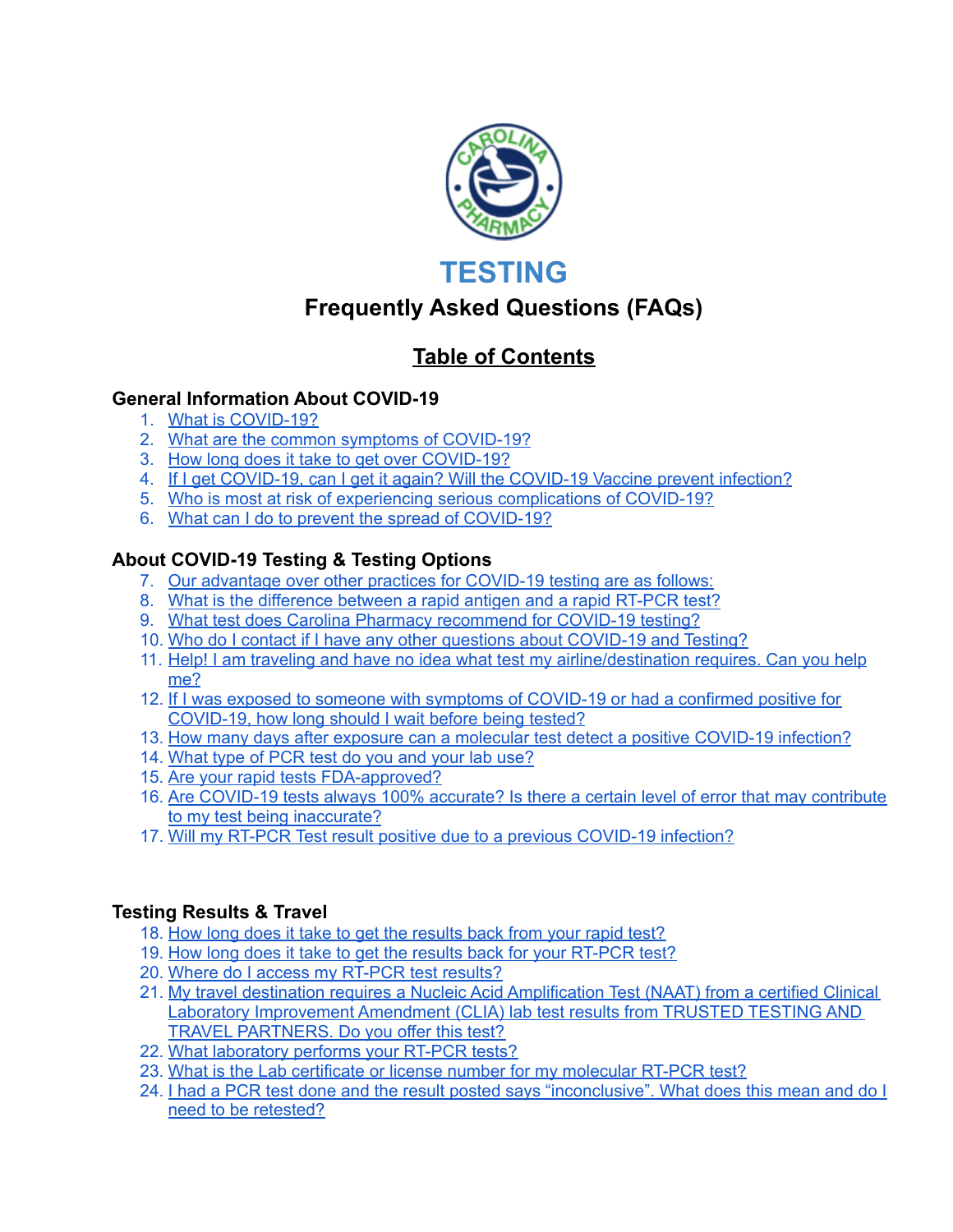# TESTING

## Frequently Asked Questions (FAQs)

## Table of Contents

### General Information About COVID-19

1. What is COVID-19?
2. What are the common symptoms of COVID-19?
3. How long does it take to get over COVID-19?
4. If I get COVID-19, can I get it again? Will the COVID-19 Vaccine prevent infection?
5. Who is most at risk of experiencing serious complications of COVID-19?
6. What can I do to prevent the spread of COVID-19?

### About COVID-19 Testing & Testing Options

7. Our advantage over other practices for COVID-19 testing are as follows:
8. What is the difference between a rapid antigen and a rapid RT-PCR test?
9. What test does Carolina Pharmacy recommend for COVID-19 testing?
10. Who do I contact if I have any other questions about COVID-19 and Testing?
11. Help! I am traveling and have no idea what test my airline/destination requires. Can you help me?
12. If I was exposed to someone with symptoms of COVID-19 or had a confirmed positive for COVID-19, how long should I wait before being tested?
13. How many days after exposure can a molecular test detect a positive COVID-19 infection?
14. What type of PCR test do you and your lab use?
15. Are your rapid tests FDA-approved?
16. Are COVID-19 tests always 100% accurate? Is there a certain level of error that may contribute to my test being inaccurate?
17. Will my RT-PCR Test result positive due to a previous COVID-19 infection?

### Testing Results & Travel

18. How long does it take to get the results back from your rapid test?
19. How long does it take to get the results back for your RT-PCR test?
20. Where do I access my RT-PCR test results?
21. My travel destination requires a Nucleic Acid Amplification Test (NAAT) from a certified Clinical Laboratory Improvement Amendment (CLIA) lab test results from TRUSTED TESTING AND TRAVEL PARTNERS. Do you offer this test?
22. What laboratory performs your RT-PCR tests?
23. What is the Lab certificate or license number for my molecular RT-PCR test?
24. I had a PCR test done and the result posted says "inconclusive". What does this mean and do I need to be retested?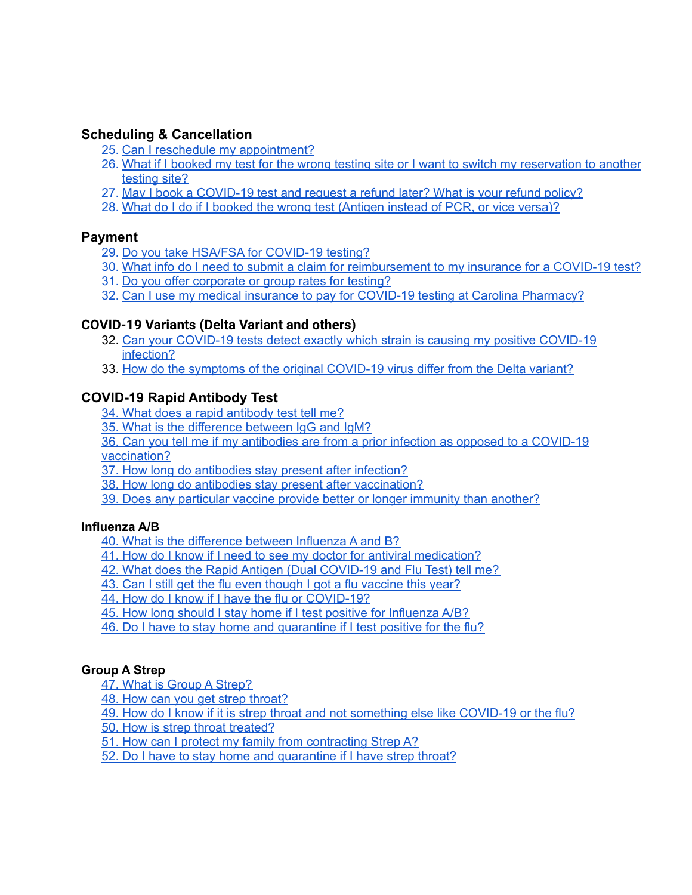### Scheduling & Cancellation

25. Can I reschedule my appointment?
26. What if I booked my test for the wrong testing site or I want to switch my reservation to another testing site?
27. May I book a COVID-19 test and request a refund later? What is your refund policy?
28. What do I do if I booked the wrong test (Antigen instead of PCR, or vice versa)?

### Payment

29. Do you take HSA/FSA for COVID-19 testing?
30. What info do I need to submit a claim for reimbursement to my insurance for a COVID-19 test?
31. Do you offer corporate or group rates for testing?
32. Can I use my medical insurance to pay for COVID-19 testing at Carolina Pharmacy?

### COVID-19 Variants (Delta Variant and others)

32. Can your COVID-19 tests detect exactly which strain is causing my positive COVID-19 infection?
33. How do the symptoms of the original COVID-19 virus differ from the Delta variant?

### COVID-19 Rapid Antibody Test

34. What does a rapid antibody test tell me?
35. What is the difference between IgG and IgM?
36. Can you tell me if my antibodies are from a prior infection as opposed to a COVID-19 vaccination?
37. How long do antibodies stay present after infection?
38. How long do antibodies stay present after vaccination?
39. Does any particular vaccine provide better or longer immunity than another?

### Influenza A/B

40. What is the difference between Influenza A and B?
41. How do I know if I need to see my doctor for antiviral medication?
42. What does the Rapid Antigen (Dual COVID-19 and Flu Test) tell me?
43. Can I still get the flu even though I got a flu vaccine this year?
44. How do I know if I have the flu or COVID-19?
45. How long should I stay home if I test positive for Influenza A/B?
46. Do I have to stay home and quarantine if I test positive for the flu?

### Group A Strep

47. What is Group A Strep?
48. How can you get strep throat?
49. How do I know if it is strep throat and not something else like COVID-19 or the flu?
50. How is strep throat treated?
51. How can I protect my family from contracting Strep A?
52. Do I have to stay home and quarantine if I have strep throat?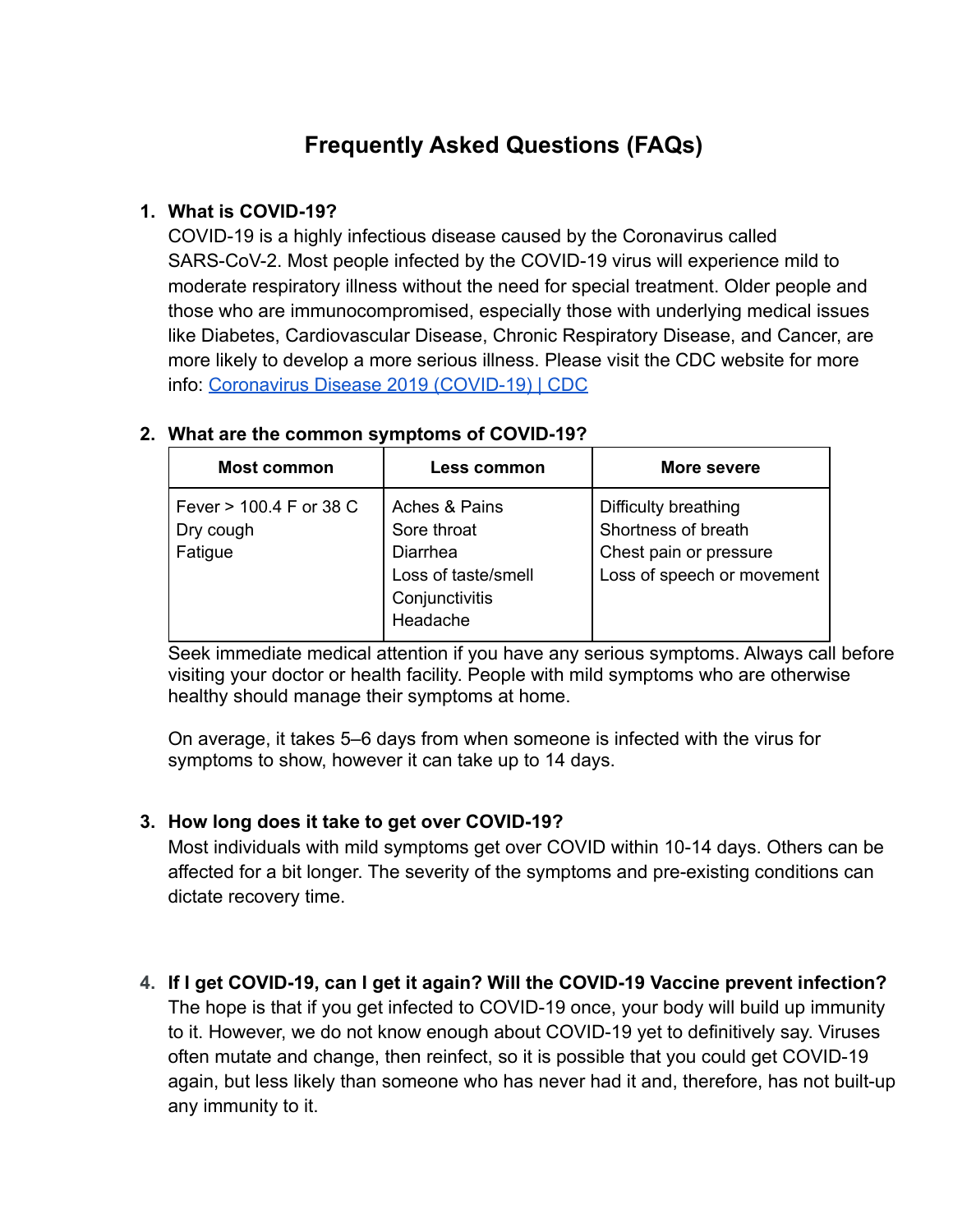# Frequently Asked Questions (FAQs)

1. **What is COVID-19?**
   COVID-19 is a highly infectious disease caused by the Coronavirus called SARS-CoV-2. Most people infected by the COVID-19 virus will experience mild to moderate respiratory illness without the need for special treatment. Older people and those who are immunocompromised, especially those with underlying medical issues like Diabetes, Cardiovascular Disease, Chronic Respiratory Disease, and Cancer, are more likely to develop a more serious illness. Please visit the CDC website for more info: [Coronavirus Disease 2019 (COVID-19) | CDC]

2. **What are the common symptoms of COVID-19?**

   | Most common | Less common | More severe |
   |---|---|---|
   | Fever > 100.4 F or 38 C<br>Dry cough<br>Fatigue | Aches & Pains<br>Sore throat<br>Diarrhea<br>Loss of taste/smell<br>Conjunctivitis<br>Headache | Difficulty breathing<br>Shortness of breath<br>Chest pain or pressure<br>Loss of speech or movement |

   Seek immediate medical attention if you have any serious symptoms. Always call before visiting your doctor or health facility. People with mild symptoms who are otherwise healthy should manage their symptoms at home.

   On average, it takes 5–6 days from when someone is infected with the virus for symptoms to show, however it can take up to 14 days.

3. **How long does it take to get over COVID-19?**
   Most individuals with mild symptoms get over COVID within 10-14 days. Others can be affected for a bit longer. The severity of the symptoms and pre-existing conditions can dictate recovery time.

4. **If I get COVID-19, can I get it again? Will the COVID-19 Vaccine prevent infection?**
   The hope is that if you get infected to COVID-19 once, your body will build up immunity to it. However, we do not know enough about COVID-19 yet to definitively say. Viruses often mutate and change, then reinfect, so it is possible that you could get COVID-19 again, but less likely than someone who has never had it and, therefore, has not built-up any immunity to it.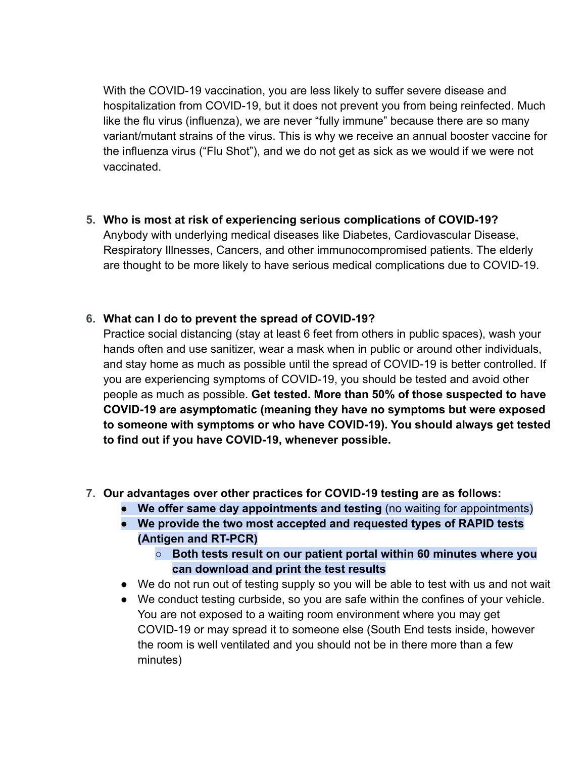With the COVID-19 vaccination, you are less likely to suffer severe disease and hospitalization from COVID-19, but it does not prevent you from being reinfected. Much like the flu virus (influenza), we are never “fully immune” because there are so many variant/mutant strains of the virus. This is why we receive an annual booster vaccine for the influenza virus (“Flu Shot”), and we do not get as sick as we would if we were not vaccinated.

5. **Who is most at risk of experiencing serious complications of COVID-19?**
   Anybody with underlying medical diseases like Diabetes, Cardiovascular Disease, Respiratory Illnesses, Cancers, and other immunocompromised patients. The elderly are thought to be more likely to have serious medical complications due to COVID-19.

6. **What can I do to prevent the spread of COVID-19?**
   Practice social distancing (stay at least 6 feet from others in public spaces), wash your hands often and use sanitizer, wear a mask when in public or around other individuals, and stay home as much as possible until the spread of COVID-19 is better controlled. If you are experiencing symptoms of COVID-19, you should be tested and avoid other people as much as possible. **Get tested. More than 50% of those suspected to have COVID-19 are asymptomatic (meaning they have no symptoms but were exposed to someone with symptoms or who have COVID-19). You should always get tested to find out if you have COVID-19, whenever possible.**

7. **Our advantages over other practices for COVID-19 testing are as follows:**
   - **We offer same day appointments and testing** (no waiting for appointments)
   - **We provide the two most accepted and requested types of RAPID tests (Antigen and RT-PCR)**
     - **Both tests result on our patient portal within 60 minutes where you can download and print the test results**
   - We do not run out of testing supply so you will be able to test with us and not wait
   - We conduct testing curbside, so you are safe within the confines of your vehicle. You are not exposed to a waiting room environment where you may get COVID-19 or may spread it to someone else (South End tests inside, however the room is well ventilated and you should not be in there more than a few minutes)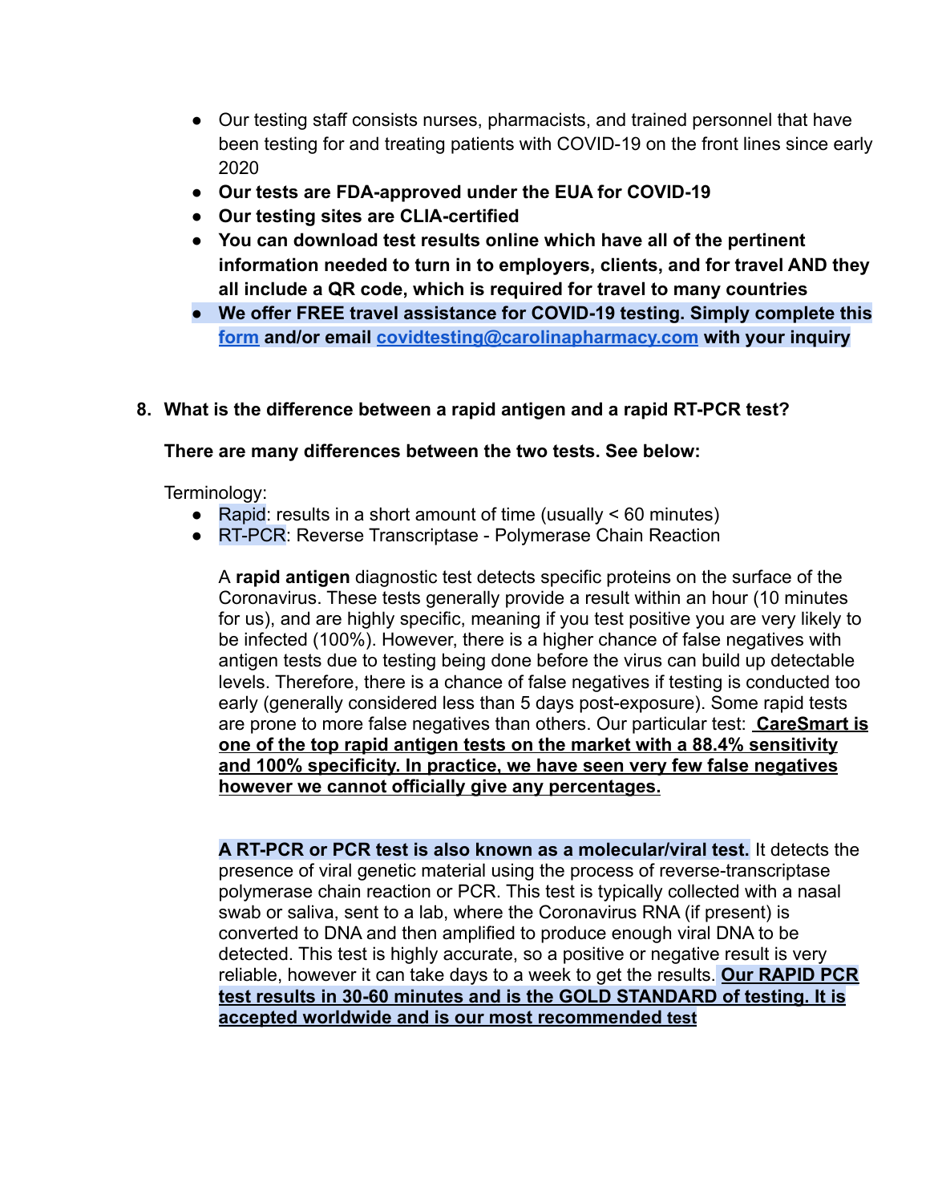- Our testing staff consists nurses, pharmacists, and trained personnel that have been testing for and treating patients with COVID-19 on the front lines since early 2020
- **Our tests are FDA-approved under the EUA for COVID-19**
- **Our testing sites are CLIA-certified**
- **You can download test results online which have all of the pertinent information needed to turn in to employers, clients, and for travel AND they all include a QR code, which is required for travel to many countries**
- **We offer FREE travel assistance for COVID-19 testing. Simply complete this form and/or email covidtesting@carolinapharmacy.com with your inquiry**

8. **What is the difference between a rapid antigen and a rapid RT-PCR test?**

   **There are many differences between the two tests. See below:**

   Terminology:
   - Rapid: results in a short amount of time (usually < 60 minutes)
   - RT-PCR: Reverse Transcriptase - Polymerase Chain Reaction

   A **rapid antigen** diagnostic test detects specific proteins on the surface of the Coronavirus. These tests generally provide a result within an hour (10 minutes for us), and are highly specific, meaning if you test positive you are very likely to be infected (100%). However, there is a higher chance of false negatives with antigen tests due to testing being done before the virus can build up detectable levels. Therefore, there is a chance of false negatives if testing is conducted too early (generally considered less than 5 days post-exposure). Some rapid tests are prone to more false negatives than others. Our particular test: **CareSmart is one of the top rapid antigen tests on the market with a 88.4% sensitivity and 100% specificity. In practice, we have seen very few false negatives however we cannot officially give any percentages.**

   **A RT-PCR or PCR test is also known as a molecular/viral test.** It detects the presence of viral genetic material using the process of reverse-transcriptase polymerase chain reaction or PCR. This test is typically collected with a nasal swab or saliva, sent to a lab, where the Coronavirus RNA (if present) is converted to DNA and then amplified to produce enough viral DNA to be detected. This test is highly accurate, so a positive or negative result is very reliable, however it can take days to a week to get the results. **Our RAPID PCR test results in 30-60 minutes and is the GOLD STANDARD of testing. It is accepted worldwide and is our most recommended test**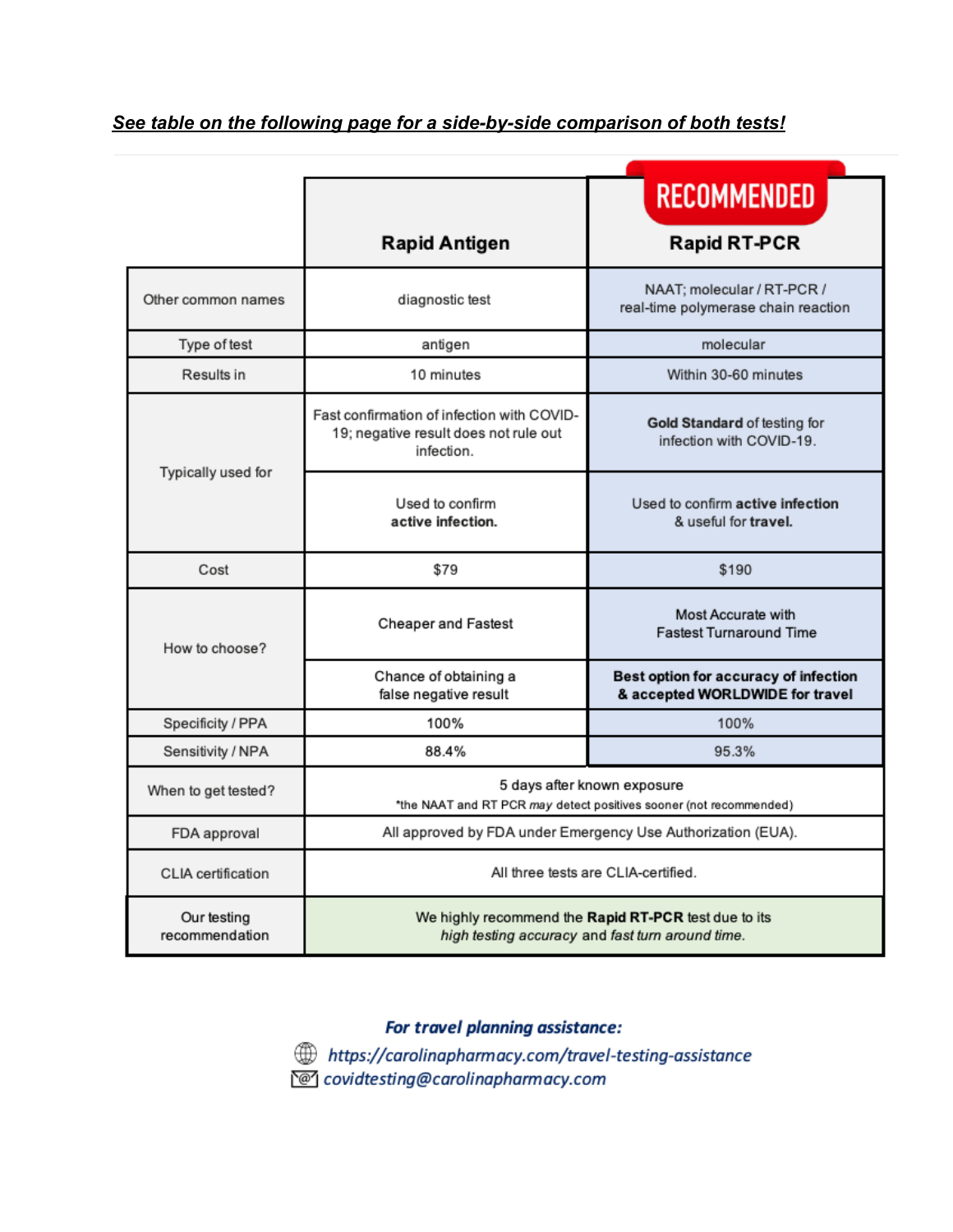***See table on the following page for a side-by-side comparison of both tests!***

| | Rapid Antigen | RECOMMENDED<br>Rapid RT-PCR |
|---|---|---|
| Other common names | diagnostic test | NAAT; molecular / RT-PCR / real-time polymerase chain reaction |
| Type of test | antigen | molecular |
| Results in | 10 minutes | Within 30-60 minutes |
| Typically used for | Fast confirmation of infection with COVID-19; negative result does not rule out infection. | **Gold Standard** of testing for infection with COVID-19. |
| | Used to confirm **active infection.** | Used to confirm **active infection** & useful for **travel.** |
| Cost | $79 | $190 |
| How to choose? | Cheaper and Fastest | Most Accurate with Fastest Turnaround Time |
| | Chance of obtaining a false negative result | **Best option for accuracy of infection & accepted WORLDWIDE for travel** |
| Specificity / PPA | 100% | 100% |
| Sensitivity / NPA | 88.4% | 95.3% |
| When to get tested? | 5 days after known exposure<br>*the NAAT and RT PCR *may* detect positives sooner (not recommended) | |
| FDA approval | All approved by FDA under Emergency Use Authorization (EUA). | |
| CLIA certification | All three tests are CLIA-certified. | |
| Our testing recommendation | We highly recommend the **Rapid RT-PCR** test due to its *high testing accuracy* and *fast turn around time.* | |

***For travel planning assistance:***

*https://carolinapharmacy.com/travel-testing-assistance*

*covidtesting@carolinapharmacy.com*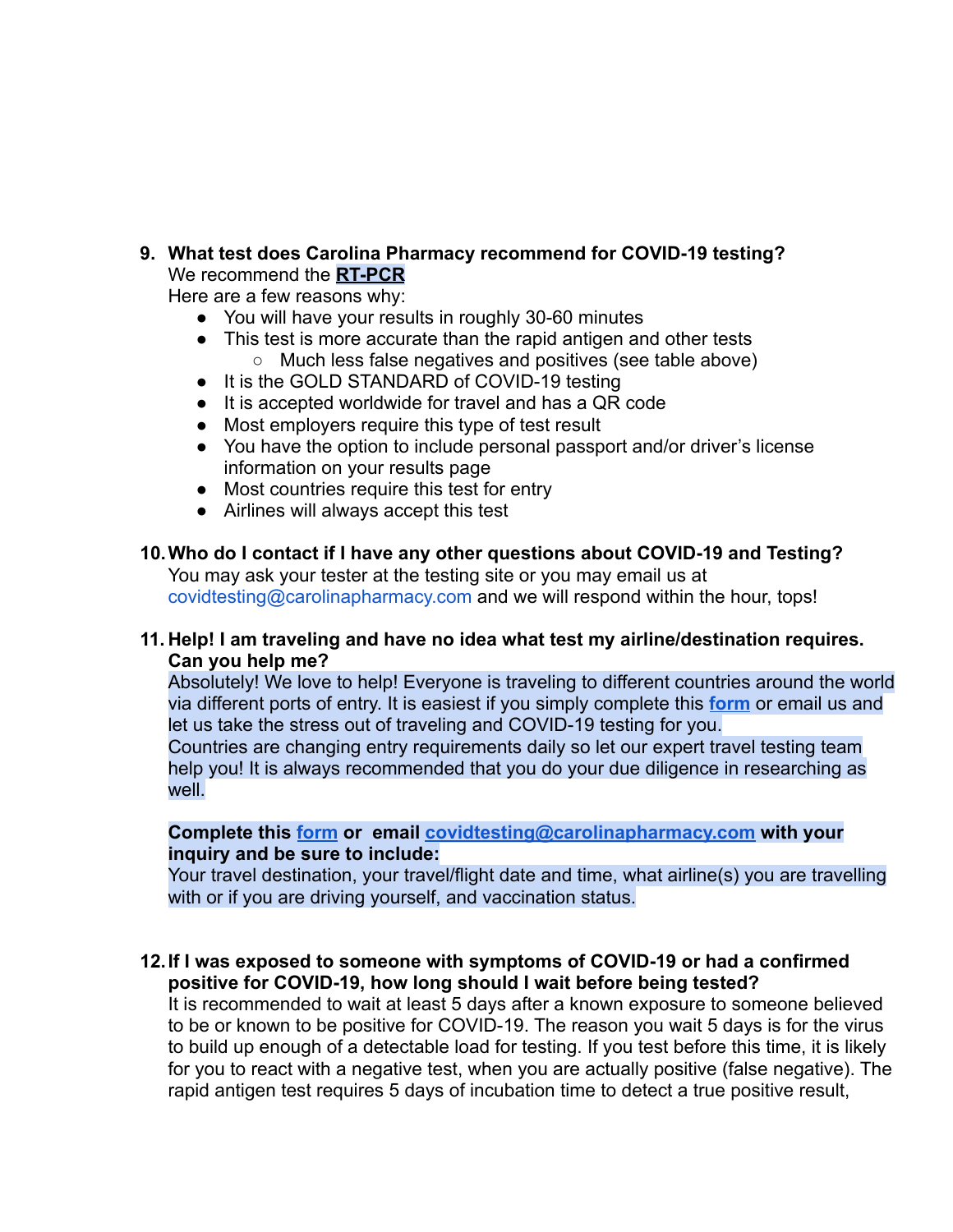9. **What test does Carolina Pharmacy recommend for COVID-19 testing?**
   We recommend the **RT-PCR**
   Here are a few reasons why:
   - You will have your results in roughly 30-60 minutes
   - This test is more accurate than the rapid antigen and other tests
     - Much less false negatives and positives (see table above)
   - It is the GOLD STANDARD of COVID-19 testing
   - It is accepted worldwide for travel and has a QR code
   - Most employers require this type of test result
   - You have the option to include personal passport and/or driver's license information on your results page
   - Most countries require this test for entry
   - Airlines will always accept this test

10. **Who do I contact if I have any other questions about COVID-19 and Testing?**
    You may ask your tester at the testing site or you may email us at covidtesting@carolinapharmacy.com and we will respond within the hour, tops!

11. **Help! I am traveling and have no idea what test my airline/destination requires. Can you help me?**
    Absolutely! We love to help! Everyone is traveling to different countries around the world via different ports of entry. It is easiest if you simply complete this **form** or email us and let us take the stress out of traveling and COVID-19 testing for you.
    Countries are changing entry requirements daily so let our expert travel testing team help you! It is always recommended that you do your due diligence in researching as well.

    **Complete this form or email covidtesting@carolinapharmacy.com with your inquiry and be sure to include:**
    Your travel destination, your travel/flight date and time, what airline(s) you are travelling with or if you are driving yourself, and vaccination status.

12. **If I was exposed to someone with symptoms of COVID-19 or had a confirmed positive for COVID-19, how long should I wait before being tested?**
    It is recommended to wait at least 5 days after a known exposure to someone believed to be or known to be positive for COVID-19. The reason you wait 5 days is for the virus to build up enough of a detectable load for testing. If you test before this time, it is likely for you to react with a negative test, when you are actually positive (false negative). The rapid antigen test requires 5 days of incubation time to detect a true positive result,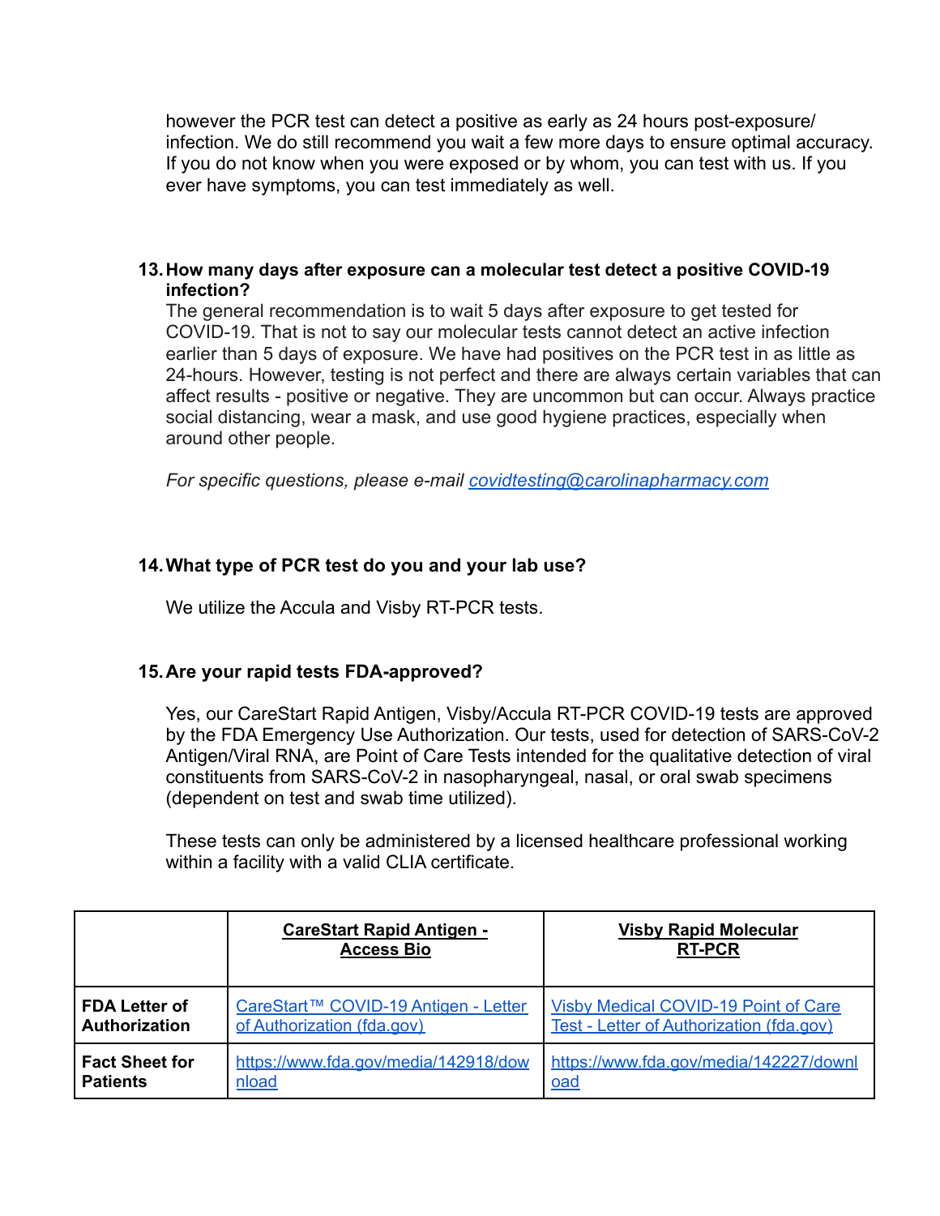however the PCR test can detect a positive as early as 24 hours post-exposure/ infection. We do still recommend you wait a few more days to ensure optimal accuracy. If you do not know when you were exposed or by whom, you can test with us. If you ever have symptoms, you can test immediately as well.

13. **How many days after exposure can a molecular test detect a positive COVID-19 infection?**

    The general recommendation is to wait 5 days after exposure to get tested for COVID-19. That is not to say our molecular tests cannot detect an active infection earlier than 5 days of exposure. We have had positives on the PCR test in as little as 24-hours. However, testing is not perfect and there are always certain variables that can affect results - positive or negative. They are uncommon but can occur. Always practice social distancing, wear a mask, and use good hygiene practices, especially when around other people.

    *For specific questions, please e-mail [covidtesting@carolinapharmacy.com](mailto:covidtesting@carolinapharmacy.com)*

14. **What type of PCR test do you and your lab use?**

    We utilize the Accula and Visby RT-PCR tests.

15. **Are your rapid tests FDA-approved?**

    Yes, our CareStart Rapid Antigen, Visby/Accula RT-PCR COVID-19 tests are approved by the FDA Emergency Use Authorization. Our tests, used for detection of SARS-CoV-2 Antigen/Viral RNA, are Point of Care Tests intended for the qualitative detection of viral constituents from SARS-CoV-2 in nasopharyngeal, nasal, or oral swab specimens (dependent on test and swab time utilized).

    These tests can only be administered by a licensed healthcare professional working within a facility with a valid CLIA certificate.

| | **CareStart Rapid Antigen - Access Bio** | **Visby Rapid Molecular RT-PCR** |
|---|---|---|
| **FDA Letter of Authorization** | CareStart™ COVID-19 Antigen - Letter of Authorization (fda.gov) | Visby Medical COVID-19 Point of Care Test - Letter of Authorization (fda.gov) |
| **Fact Sheet for Patients** | https://www.fda.gov/media/142918/download | https://www.fda.gov/media/142227/download |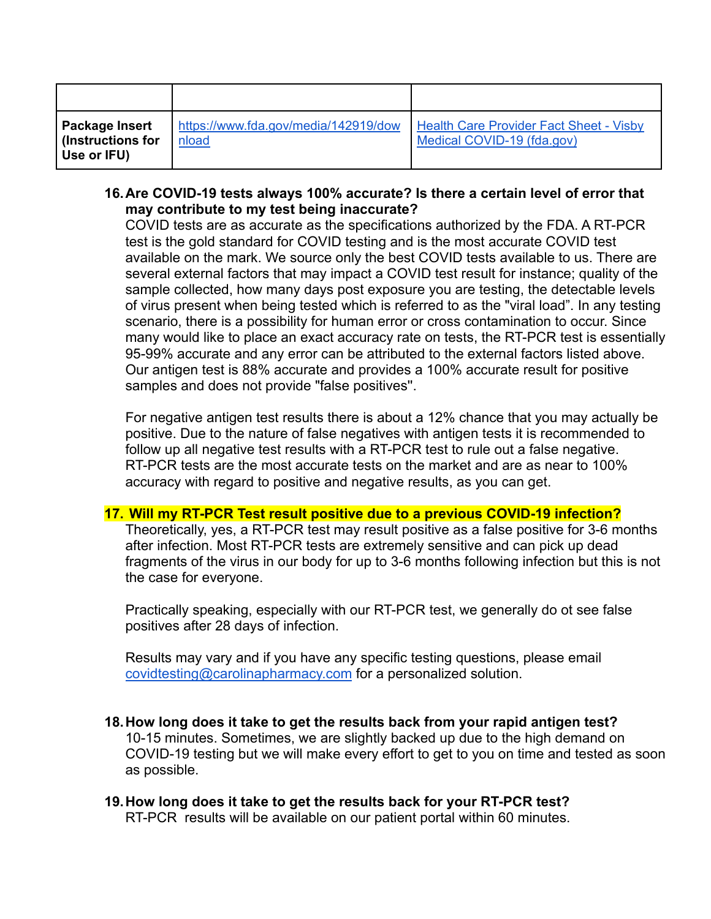| | | |
|---|---|---|
| **Package Insert (Instructions for Use or IFU)** | [https://www.fda.gov/media/142919/download](https://www.fda.gov/media/142919/download) | [Health Care Provider Fact Sheet - Visby Medical COVID-19 (fda.gov)](#) |

16. **Are COVID-19 tests always 100% accurate? Is there a certain level of error that may contribute to my test being inaccurate?**
    COVID tests are as accurate as the specifications authorized by the FDA. A RT-PCR test is the gold standard for COVID testing and is the most accurate COVID test available on the mark. We source only the best COVID tests available to us. There are several external factors that may impact a COVID test result for instance; quality of the sample collected, how many days post exposure you are testing, the detectable levels of virus present when being tested which is referred to as the "viral load". In any testing scenario, there is a possibility for human error or cross contamination to occur. Since many would like to place an exact accuracy rate on tests, the RT-PCR test is essentially 95-99% accurate and any error can be attributed to the external factors listed above. Our antigen test is 88% accurate and provides a 100% accurate result for positive samples and does not provide "false positives".

    For negative antigen test results there is about a 12% chance that you may actually be positive. Due to the nature of false negatives with antigen tests it is recommended to follow up all negative test results with a RT-PCR test to rule out a false negative. RT-PCR tests are the most accurate tests on the market and are as near to 100% accuracy with regard to positive and negative results, as you can get.

17. **Will my RT-PCR Test result positive due to a previous COVID-19 infection?**
    Theoretically, yes, a RT-PCR test may result positive as a false positive for 3-6 months after infection. Most RT-PCR tests are extremely sensitive and can pick up dead fragments of the virus in our body for up to 3-6 months following infection but this is not the case for everyone.

    Practically speaking, especially with our RT-PCR test, we generally do ot see false positives after 28 days of infection.

    Results may vary and if you have any specific testing questions, please email [covidtesting@carolinapharmacy.com](mailto:covidtesting@carolinapharmacy.com) for a personalized solution.

18. **How long does it take to get the results back from your rapid antigen test?**
    10-15 minutes. Sometimes, we are slightly backed up due to the high demand on COVID-19 testing but we will make every effort to get to you on time and tested as soon as possible.

19. **How long does it take to get the results back for your RT-PCR test?**
    RT-PCR results will be available on our patient portal within 60 minutes.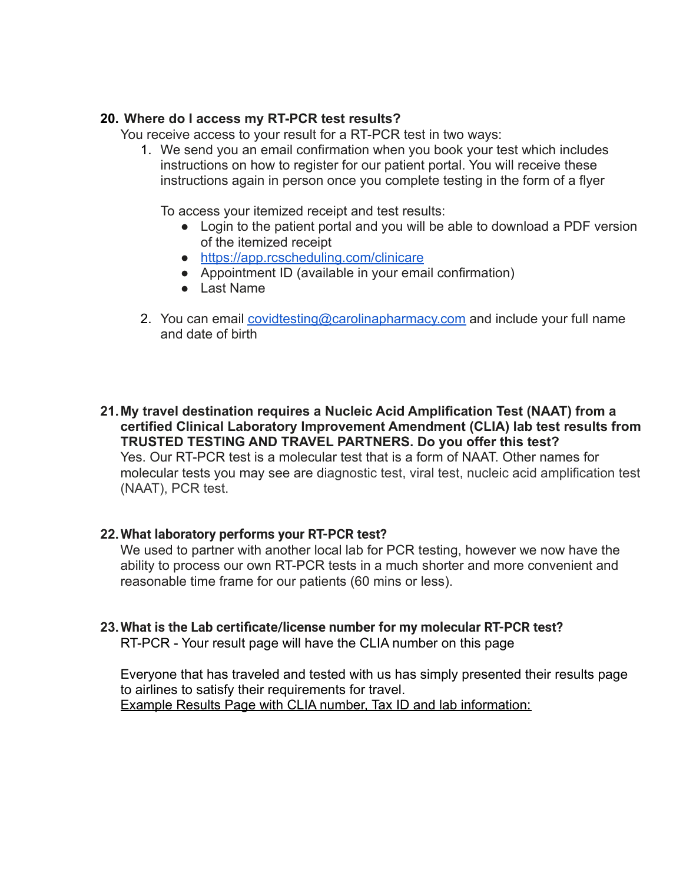**20. Where do I access my RT-PCR test results?**

You receive access to your result for a RT-PCR test in two ways:

1. We send you an email confirmation when you book your test which includes instructions on how to register for our patient portal. You will receive these instructions again in person once you complete testing in the form of a flyer

   To access your itemized receipt and test results:

   - Login to the patient portal and you will be able to download a PDF version of the itemized receipt
   - [https://app.rcscheduling.com/clinicare](https://app.rcscheduling.com/clinicare)
   - Appointment ID (available in your email confirmation)
   - Last Name

2. You can email [covidtesting@carolinapharmacy.com](mailto:covidtesting@carolinapharmacy.com) and include your full name and date of birth

**21. My travel destination requires a Nucleic Acid Amplification Test (NAAT) from a certified Clinical Laboratory Improvement Amendment (CLIA) lab test results from TRUSTED TESTING AND TRAVEL PARTNERS. Do you offer this test?**

Yes. Our RT-PCR test is a molecular test that is a form of NAAT. Other names for molecular tests you may see are diagnostic test, viral test, nucleic acid amplification test (NAAT), PCR test.

**22. What laboratory performs your RT-PCR test?**

We used to partner with another local lab for PCR testing, however we now have the ability to process our own RT-PCR tests in a much shorter and more convenient and reasonable time frame for our patients (60 mins or less).

**23. What is the Lab certificate/license number for my molecular RT-PCR test?**

RT-PCR - Your result page will have the CLIA number on this page

Everyone that has traveled and tested with us has simply presented their results page to airlines to satisfy their requirements for travel.

<u>Example Results Page with CLIA number, Tax ID and lab information:</u>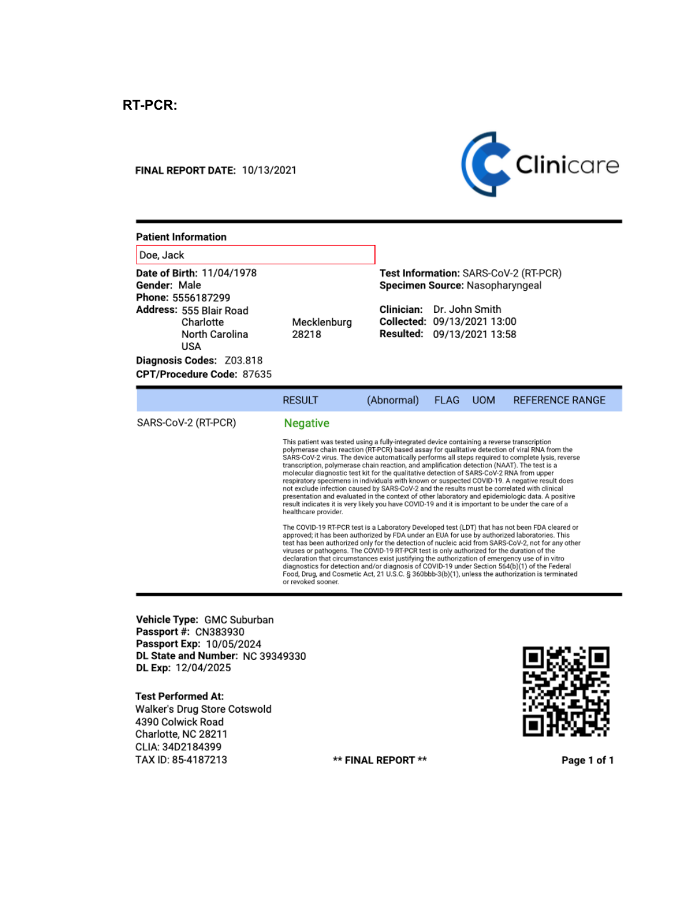## RT-PCR:

**FINAL REPORT DATE:** 10/13/2021

Clinicare

**Patient Information**

Doe, Jack

**Date of Birth:** 11/04/1978
**Gender:** Male
**Phone:** 5556187299
**Address:** 555 Blair Road
Charlotte
North Carolina
USA
Mecklenburg
28218

**Diagnosis Codes:** Z03.818
**CPT/Procedure Code:** 87635

**Test Information:** SARS-CoV-2 (RT-PCR)
**Specimen Source:** Nasopharyngeal

**Clinician:** Dr. John Smith
**Collected:** 09/13/2021 13:00
**Resulted:** 09/13/2021 13:58

| | RESULT | (Abnormal) | FLAG | UOM | REFERENCE RANGE |
|---|---|---|---|---|---|
| SARS-CoV-2 (RT-PCR) | Negative | | | | |

This patient was tested using a fully-integrated device containing a reverse transcription polymerase chain reaction (RT-PCR) based assay for qualitative detection of viral RNA from the SARS-CoV-2 virus. The device automatically performs all steps required to complete lysis, reverse transcription, polymerase chain reaction, and amplification detection (NAAT). The test is a molecular diagnostic test kit for the qualitative detection of SARS-CoV-2 RNA from upper respiratory specimens in individuals with known or suspected COVID-19. A negative result does not exclude infection caused by SARS-CoV-2 and the results must be correlated with clinical presentation and evaluated in the context of other laboratory and epidemiologic data. A positive result indicates it is very likely you have COVID-19 and it is important to be under the care of a healthcare provider.

The COVID-19 RT-PCR test is a Laboratory Developed test (LDT) that has not been FDA cleared or approved; it has been authorized by FDA under an EUA for use by authorized laboratories. This test has been authorized only for the detection of nucleic acid from SARS-CoV-2, not for any other viruses or pathogens. The COVID-19 RT-PCR test is only authorized for the duration of the declaration that circumstances exist justifying the authorization of emergency use of in vitro diagnostics for detection and/or diagnosis of COVID-19 under Section 564(b)(1) of the Federal Food, Drug, and Cosmetic Act, 21 U.S.C. § 360bbb-3(b)(1), unless the authorization is terminated or revoked sooner.

**Vehicle Type:** GMC Suburban
**Passport #:** CN383930
**Passport Exp:** 10/05/2024
**DL State and Number:** NC 39349330
**DL Exp:** 12/04/2025

**Test Performed At:**
Walker's Drug Store Cotswold
4390 Colwick Road
Charlotte, NC 28211
CLIA: 34D2184399
TAX ID: 85-4187213

**\*\* FINAL REPORT \*\***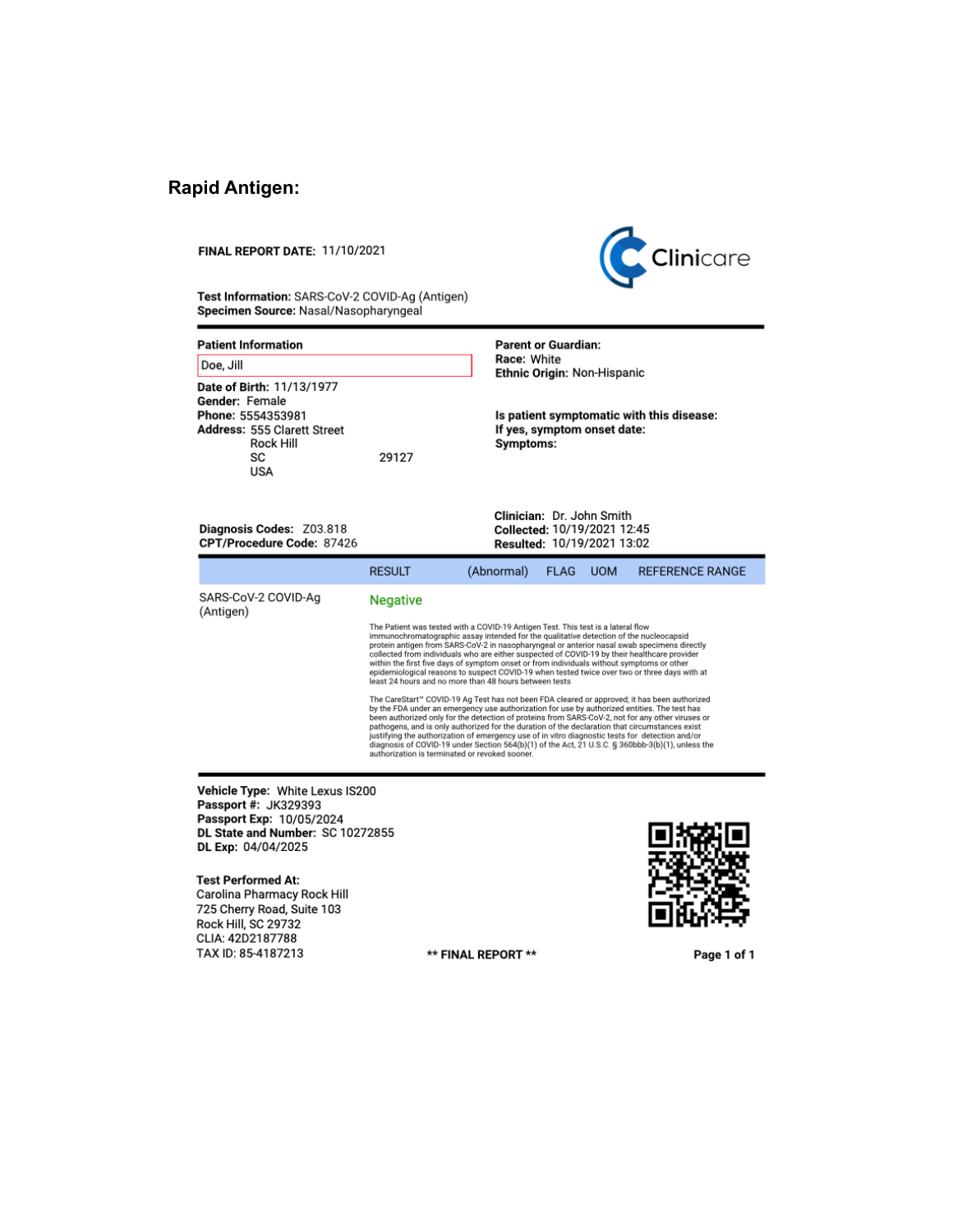# Rapid Antigen:

**FINAL REPORT DATE:** 11/10/2021

Clinicare

**Test Information:** SARS-CoV-2 COVID-Ag (Antigen)
**Specimen Source:** Nasal/Nasopharyngeal

**Patient Information**

Doe, Jill

**Date of Birth:** 11/13/1977
**Gender:** Female
**Phone:** 5554353981
**Address:** 555 Clarett Street
Rock Hill
SC 29127
USA

**Parent or Guardian:**
**Race:** White
**Ethnic Origin:** Non-Hispanic

**Is patient symptomatic with this disease:**
**If yes, symptom onset date:**
**Symptoms:**

**Diagnosis Codes:** Z03.818
**CPT/Procedure Code:** 87426

**Clinician:** Dr. John Smith
**Collected:** 10/19/2021 12:45
**Resulted:** 10/19/2021 13:02

| | RESULT | (Abnormal) | FLAG | UOM | REFERENCE RANGE |
|---|---|---|---|---|---|
| SARS-CoV-2 COVID-Ag (Antigen) | Negative | | | | |

The Patient was tested with a COVID-19 Antigen Test. This test is a lateral flow immunochromatographic assay intended for the qualitative detection of the nucleocapsid protein antigen from SARS-CoV-2 in nasopharyngeal or anterior nasal swab specimens directly collected from individuals who are either suspected of COVID-19 by their healthcare provider within the first five days of symptom onset or from individuals without symptoms or other epidemiological reasons to suspect COVID-19 when tested twice over two or three days with at least 24 hours and no more than 48 hours between tests

The CareStart™ COVID-19 Ag Test has not been FDA cleared or approved; it has been authorized by the FDA under an emergency use authorization for use by authorized entities. The test has been authorized only for the detection of proteins from SARS-CoV-2, not for any other viruses or pathogens, and is only authorized for the duration of the declaration that circumstances exist justifying the authorization of emergency use of in vitro diagnostic tests for detection and/or diagnosis of COVID-19 under Section 564(b)(1) of the Act, 21 U.S.C. § 360bbb-3(b)(1), unless the authorization is terminated or revoked sooner.

**Vehicle Type:** White Lexus IS200
**Passport #:** JK329393
**Passport Exp:** 10/05/2024
**DL State and Number:** SC 10272855
**DL Exp:** 04/04/2025

**Test Performed At:**
Carolina Pharmacy Rock Hill
725 Cherry Road, Suite 103
Rock Hill, SC 29732
CLIA: 42D2187788
TAX ID: 85-4187213

**\*\* FINAL REPORT \*\***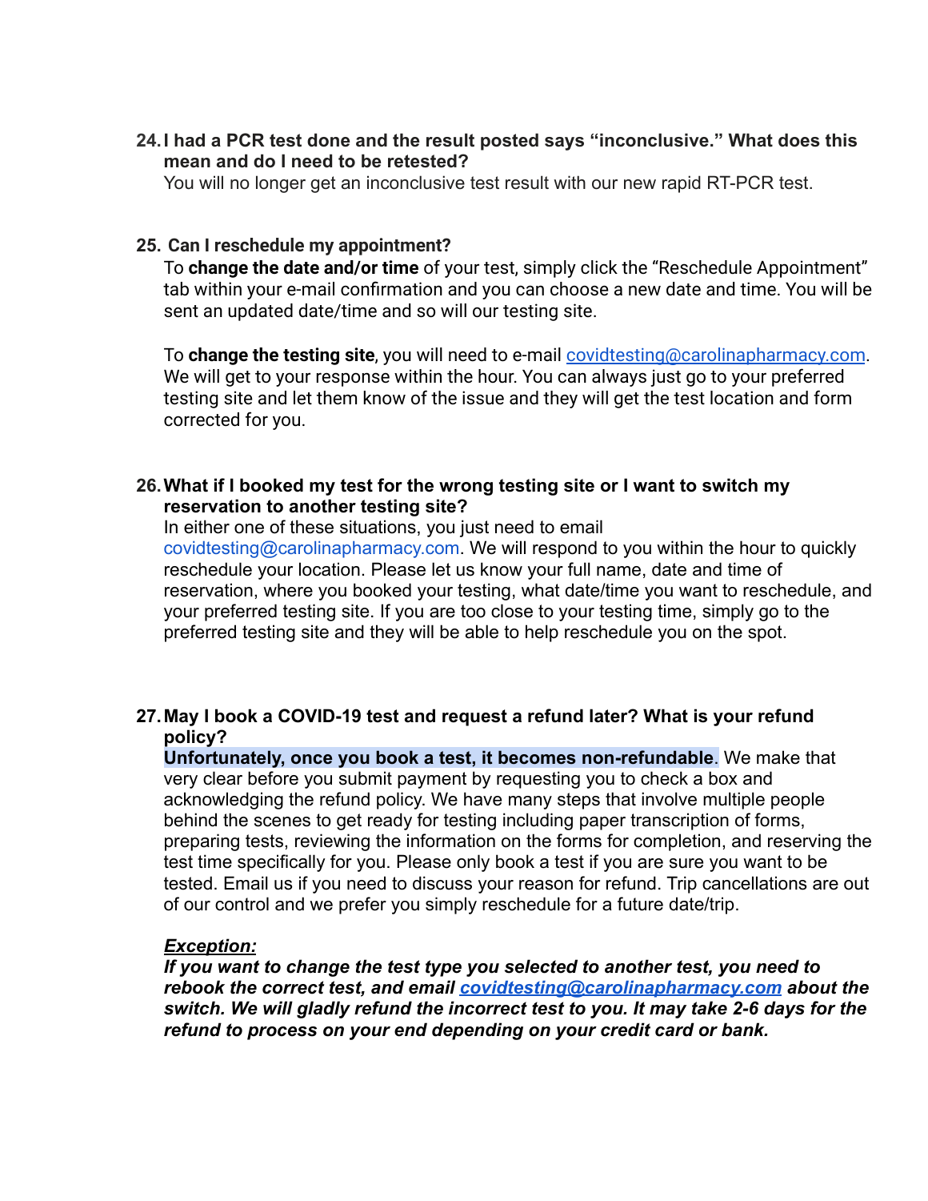24. **I had a PCR test done and the result posted says "inconclusive." What does this mean and do I need to be retested?**
    You will no longer get an inconclusive test result with our new rapid RT-PCR test.

25. **Can I reschedule my appointment?**
    To **change the date and/or time** of your test, simply click the "Reschedule Appointment" tab within your e-mail confirmation and you can choose a new date and time. You will be sent an updated date/time and so will our testing site.

    To **change the testing site**, you will need to e-mail covidtesting@carolinapharmacy.com. We will get to your response within the hour. You can always just go to your preferred testing site and let them know of the issue and they will get the test location and form corrected for you.

26. **What if I booked my test for the wrong testing site or I want to switch my reservation to another testing site?**
    In either one of these situations, you just need to email covidtesting@carolinapharmacy.com. We will respond to you within the hour to quickly reschedule your location. Please let us know your full name, date and time of reservation, where you booked your testing, what date/time you want to reschedule, and your preferred testing site. If you are too close to your testing time, simply go to the preferred testing site and they will be able to help reschedule you on the spot.

27. **May I book a COVID-19 test and request a refund later? What is your refund policy?**
    **Unfortunately, once you book a test, it becomes non-refundable**. We make that very clear before you submit payment by requesting you to check a box and acknowledging the refund policy. We have many steps that involve multiple people behind the scenes to get ready for testing including paper transcription of forms, preparing tests, reviewing the information on the forms for completion, and reserving the test time specifically for you. Please only book a test if you are sure you want to be tested. Email us if you need to discuss your reason for refund. Trip cancellations are out of our control and we prefer you simply reschedule for a future date/trip.

    ***Exception:***
    ***If you want to change the test type you selected to another test, you need to rebook the correct test, and email covidtesting@carolinapharmacy.com about the switch. We will gladly refund the incorrect test to you. It may take 2-6 days for the refund to process on your end depending on your credit card or bank.***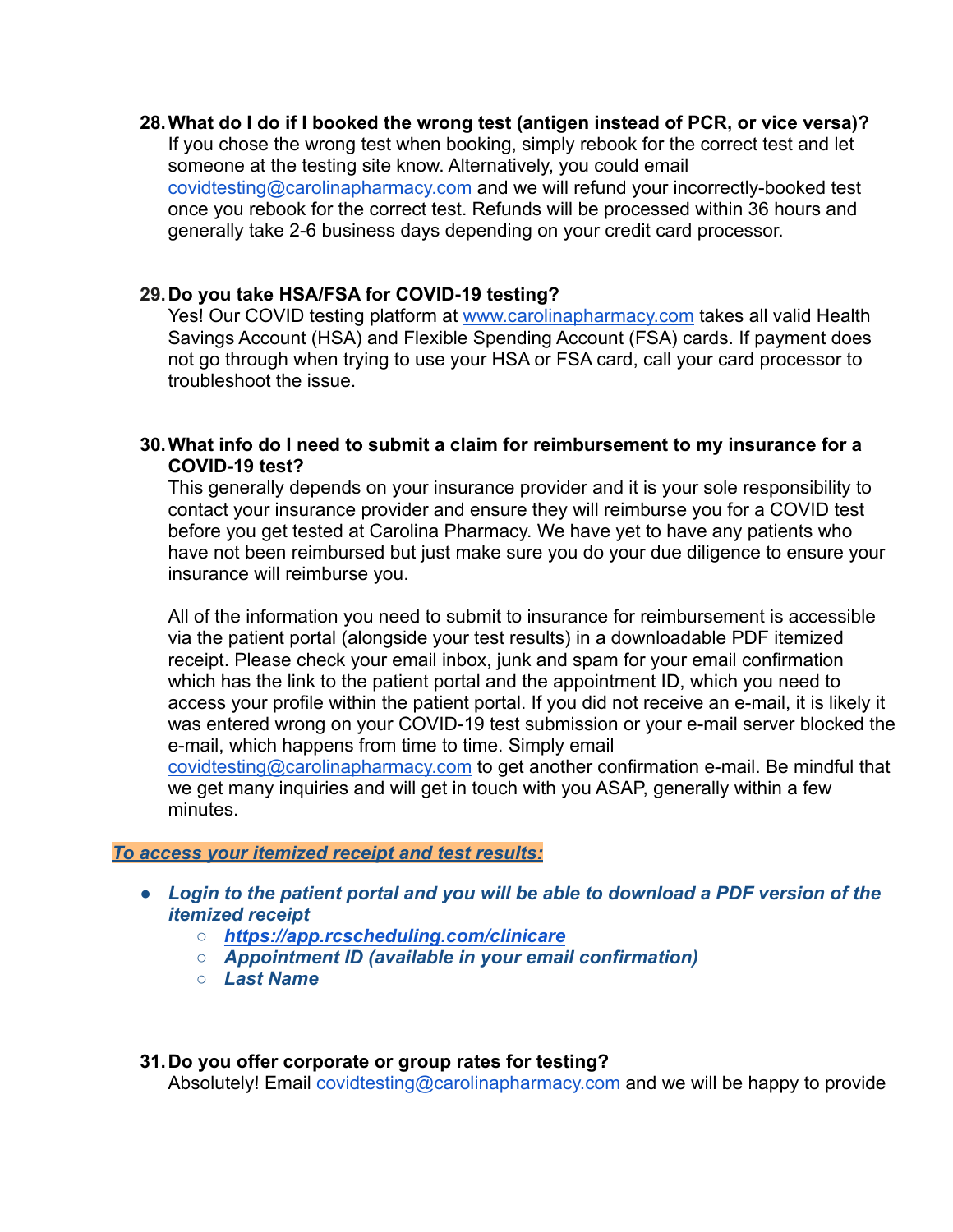28. **What do I do if I booked the wrong test (antigen instead of PCR, or vice versa)?**
    If you chose the wrong test when booking, simply rebook for the correct test and let someone at the testing site know. Alternatively, you could email covidtesting@carolinapharmacy.com and we will refund your incorrectly-booked test once you rebook for the correct test. Refunds will be processed within 36 hours and generally take 2-6 business days depending on your credit card processor.

29. **Do you take HSA/FSA for COVID-19 testing?**
    Yes! Our COVID testing platform at [www.carolinapharmacy.com](www.carolinapharmacy.com) takes all valid Health Savings Account (HSA) and Flexible Spending Account (FSA) cards. If payment does not go through when trying to use your HSA or FSA card, call your card processor to troubleshoot the issue.

30. **What info do I need to submit a claim for reimbursement to my insurance for a COVID-19 test?**
    This generally depends on your insurance provider and it is your sole responsibility to contact your insurance provider and ensure they will reimburse you for a COVID test before you get tested at Carolina Pharmacy. We have yet to have any patients who have not been reimbursed but just make sure you do your due diligence to ensure your insurance will reimburse you.

    All of the information you need to submit to insurance for reimbursement is accessible via the patient portal (alongside your test results) in a downloadable PDF itemized receipt. Please check your email inbox, junk and spam for your email confirmation which has the link to the patient portal and the appointment ID, which you need to access your profile within the patient portal. If you did not receive an e-mail, it is likely it was entered wrong on your COVID-19 test submission or your e-mail server blocked the e-mail, which happens from time to time. Simply email [covidtesting@carolinapharmacy.com](mailto:covidtesting@carolinapharmacy.com) to get another confirmation e-mail. Be mindful that we get many inquiries and will get in touch with you ASAP, generally within a few minutes.

***To access your itemized receipt and test results:***

- ***Login to the patient portal and you will be able to download a PDF version of the itemized receipt***
    - ***[https://app.rcscheduling.com/clinicare](https://app.rcscheduling.com/clinicare)***
    - ***Appointment ID (available in your email confirmation)***
    - ***Last Name***

31. **Do you offer corporate or group rates for testing?**
    Absolutely! Email covidtesting@carolinapharmacy.com and we will be happy to provide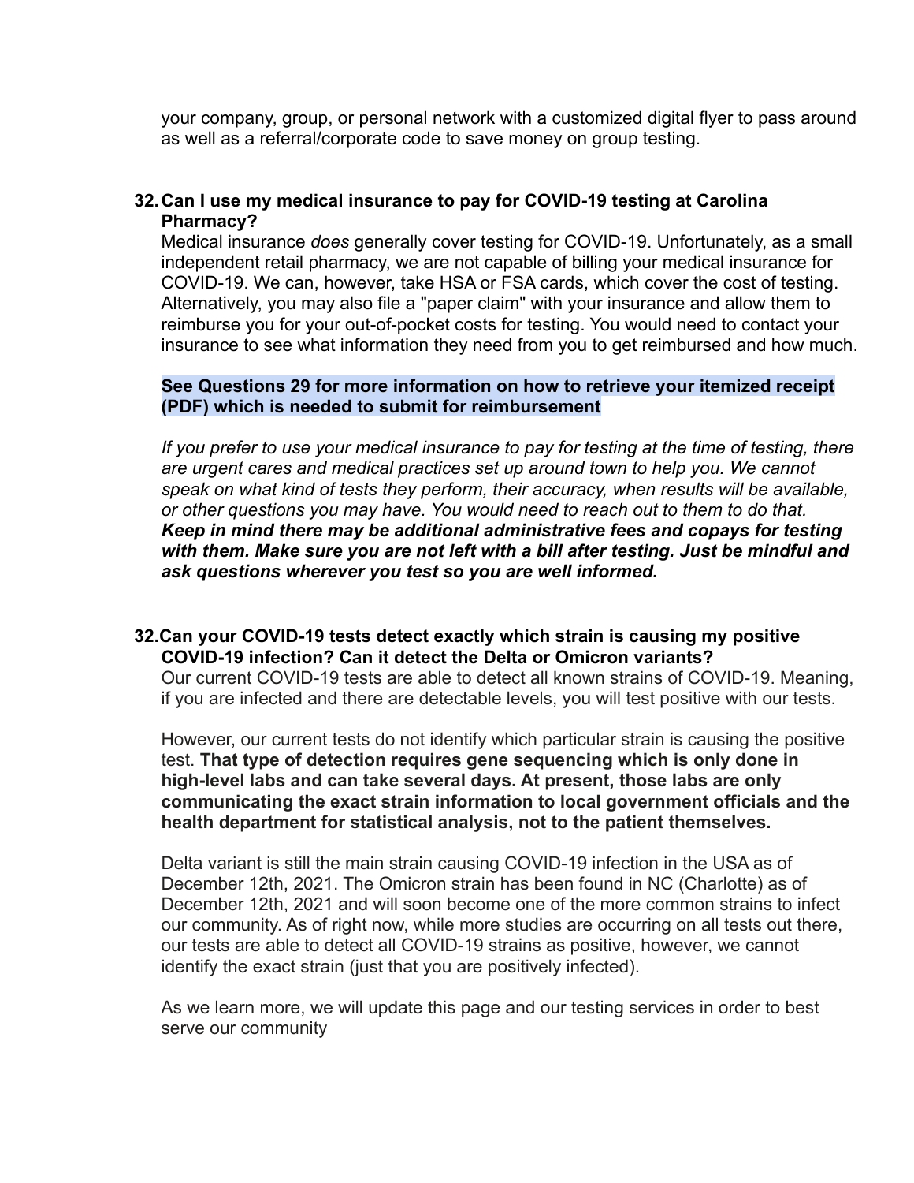your company, group, or personal network with a customized digital flyer to pass around as well as a referral/corporate code to save money on group testing.

32. **Can I use my medical insurance to pay for COVID-19 testing at Carolina Pharmacy?**
    Medical insurance *does* generally cover testing for COVID-19. Unfortunately, as a small independent retail pharmacy, we are not capable of billing your medical insurance for COVID-19. We can, however, take HSA or FSA cards, which cover the cost of testing. Alternatively, you may also file a "paper claim" with your insurance and allow them to reimburse you for your out-of-pocket costs for testing. You would need to contact your insurance to see what information they need from you to get reimbursed and how much.

    **See Questions 29 for more information on how to retrieve your itemized receipt (PDF) which is needed to submit for reimbursement**

    *If you prefer to use your medical insurance to pay for testing at the time of testing, there are urgent cares and medical practices set up around town to help you. We cannot speak on what kind of tests they perform, their accuracy, when results will be available, or other questions you may have. You would need to reach out to them to do that.* ***Keep in mind there may be additional administrative fees and copays for testing with them. Make sure you are not left with a bill after testing. Just be mindful and ask questions wherever you test so you are well informed.***

32. **Can your COVID-19 tests detect exactly which strain is causing my positive COVID-19 infection? Can it detect the Delta or Omicron variants?**
    Our current COVID-19 tests are able to detect all known strains of COVID-19. Meaning, if you are infected and there are detectable levels, you will test positive with our tests.

    However, our current tests do not identify which particular strain is causing the positive test. **That type of detection requires gene sequencing which is only done in high-level labs and can take several days. At present, those labs are only communicating the exact strain information to local government officials and the health department for statistical analysis, not to the patient themselves.**

    Delta variant is still the main strain causing COVID-19 infection in the USA as of December 12th, 2021. The Omicron strain has been found in NC (Charlotte) as of December 12th, 2021 and will soon become one of the more common strains to infect our community. As of right now, while more studies are occurring on all tests out there, our tests are able to detect all COVID-19 strains as positive, however, we cannot identify the exact strain (just that you are positively infected).

    As we learn more, we will update this page and our testing services in order to best serve our community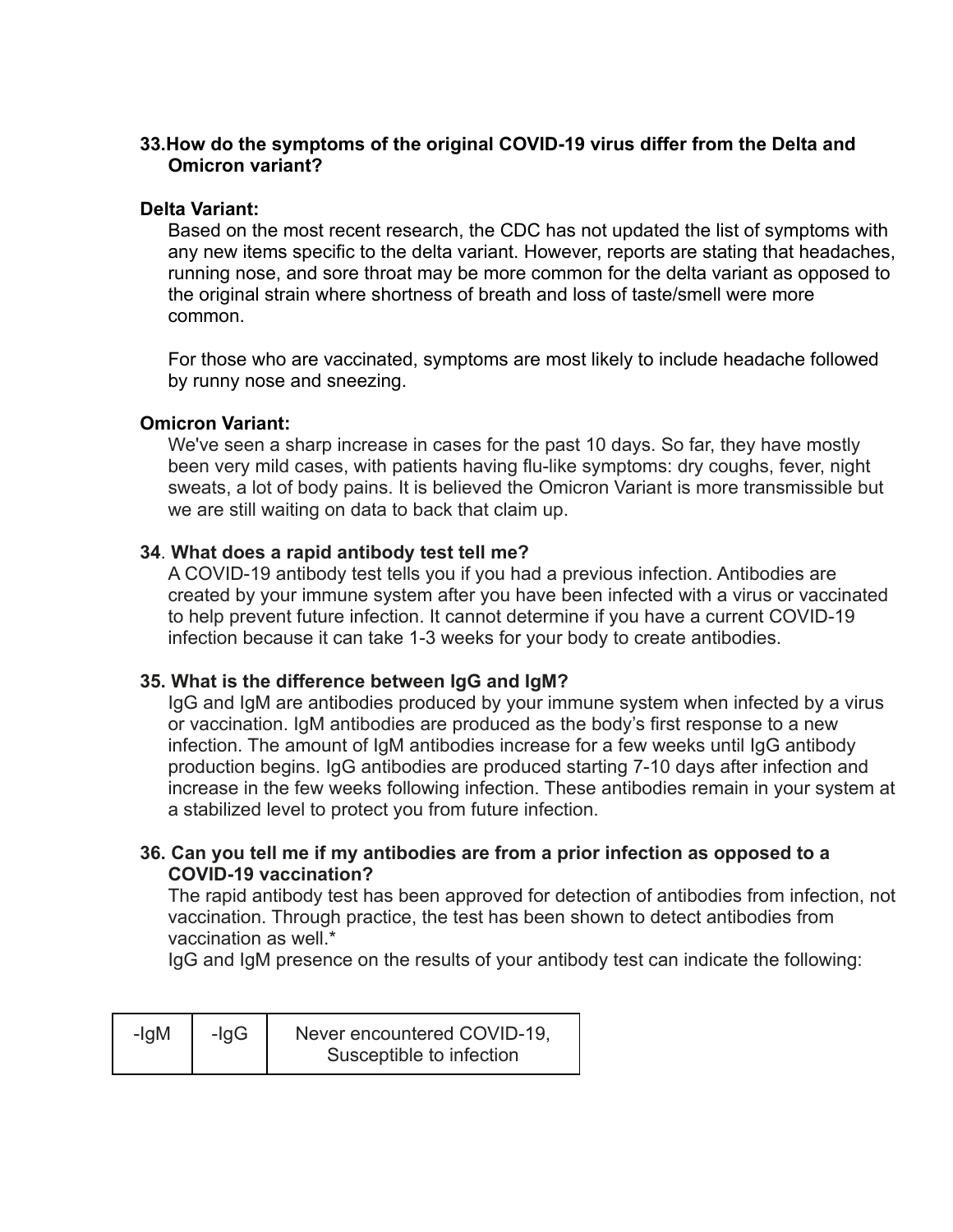### 33. How do the symptoms of the original COVID-19 virus differ from the Delta and Omicron variant?

**Delta Variant:**

Based on the most recent research, the CDC has not updated the list of symptoms with any new items specific to the delta variant. However, reports are stating that headaches, running nose, and sore throat may be more common for the delta variant as opposed to the original strain where shortness of breath and loss of taste/smell were more common.

For those who are vaccinated, symptoms are most likely to include headache followed by runny nose and sneezing.

**Omicron Variant:**

We've seen a sharp increase in cases for the past 10 days. So far, they have mostly been very mild cases, with patients having flu-like symptoms: dry coughs, fever, night sweats, a lot of body pains. It is believed the Omicron Variant is more transmissible but we are still waiting on data to back that claim up.

### 34. What does a rapid antibody test tell me?

A COVID-19 antibody test tells you if you had a previous infection. Antibodies are created by your immune system after you have been infected with a virus or vaccinated to help prevent future infection. It cannot determine if you have a current COVID-19 infection because it can take 1-3 weeks for your body to create antibodies.

### 35. What is the difference between IgG and IgM?

IgG and IgM are antibodies produced by your immune system when infected by a virus or vaccination. IgM antibodies are produced as the body's first response to a new infection. The amount of IgM antibodies increase for a few weeks until IgG antibody production begins. IgG antibodies are produced starting 7-10 days after infection and increase in the few weeks following infection. These antibodies remain in your system at a stabilized level to protect you from future infection.

### 36. Can you tell me if my antibodies are from a prior infection as opposed to a COVID-19 vaccination?

The rapid antibody test has been approved for detection of antibodies from infection, not vaccination. Through practice, the test has been shown to detect antibodies from vaccination as well.*

IgG and IgM presence on the results of your antibody test can indicate the following:

| -IgM | -IgG | Never encountered COVID-19, Susceptible to infection |
|---|---|---|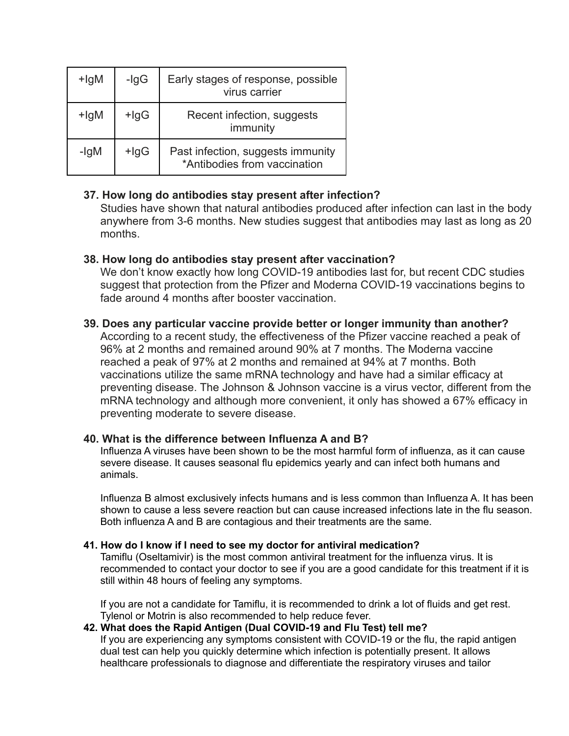| +IgM | -IgG | Early stages of response, possible virus carrier |
|---|---|---|
| +IgM | +IgG | Recent infection, suggests immunity |
| -IgM | +IgG | Past infection, suggests immunity *Antibodies from vaccination |

37. **How long do antibodies stay present after infection?**
    Studies have shown that natural antibodies produced after infection can last in the body anywhere from 3-6 months. New studies suggest that antibodies may last as long as 20 months.

38. **How long do antibodies stay present after vaccination?**
    We don't know exactly how long COVID-19 antibodies last for, but recent CDC studies suggest that protection from the Pfizer and Moderna COVID-19 vaccinations begins to fade around 4 months after booster vaccination.

39. **Does any particular vaccine provide better or longer immunity than another?**
    According to a recent study, the effectiveness of the Pfizer vaccine reached a peak of 96% at 2 months and remained around 90% at 7 months. The Moderna vaccine reached a peak of 97% at 2 months and remained at 94% at 7 months. Both vaccinations utilize the same mRNA technology and have had a similar efficacy at preventing disease. The Johnson & Johnson vaccine is a virus vector, different from the mRNA technology and although more convenient, it only has showed a 67% efficacy in preventing moderate to severe disease.

40. **What is the difference between Influenza A and B?**
    Influenza A viruses have been shown to be the most harmful form of influenza, as it can cause severe disease. It causes seasonal flu epidemics yearly and can infect both humans and animals.

    Influenza B almost exclusively infects humans and is less common than Influenza A. It has been shown to cause a less severe reaction but can cause increased infections late in the flu season. Both influenza A and B are contagious and their treatments are the same.

41. **How do I know if I need to see my doctor for antiviral medication?**
    Tamiflu (Oseltamivir) is the most common antiviral treatment for the influenza virus. It is recommended to contact your doctor to see if you are a good candidate for this treatment if it is still within 48 hours of feeling any symptoms.

    If you are not a candidate for Tamiflu, it is recommended to drink a lot of fluids and get rest. Tylenol or Motrin is also recommended to help reduce fever.

42. **What does the Rapid Antigen (Dual COVID-19 and Flu Test) tell me?**
    If you are experiencing any symptoms consistent with COVID-19 or the flu, the rapid antigen dual test can help you quickly determine which infection is potentially present. It allows healthcare professionals to diagnose and differentiate the respiratory viruses and tailor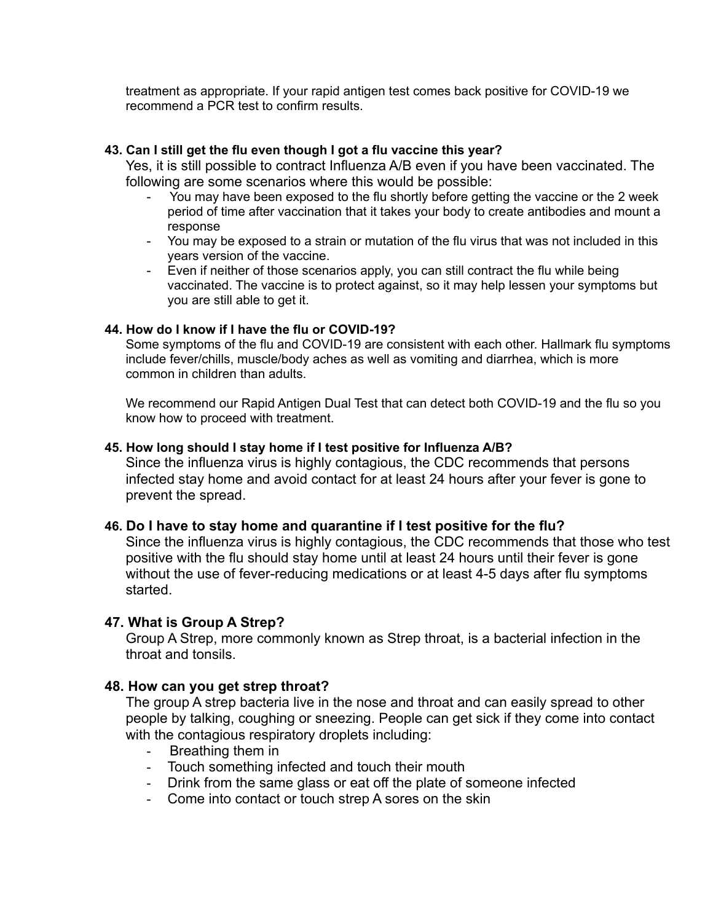treatment as appropriate. If your rapid antigen test comes back positive for COVID-19 we recommend a PCR test to confirm results.

**43. Can I still get the flu even though I got a flu vaccine this year?**

Yes, it is still possible to contract Influenza A/B even if you have been vaccinated. The following are some scenarios where this would be possible:

- You may have been exposed to the flu shortly before getting the vaccine or the 2 week period of time after vaccination that it takes your body to create antibodies and mount a response
- You may be exposed to a strain or mutation of the flu virus that was not included in this years version of the vaccine.
- Even if neither of those scenarios apply, you can still contract the flu while being vaccinated. The vaccine is to protect against, so it may help lessen your symptoms but you are still able to get it.

**44. How do I know if I have the flu or COVID-19?**

Some symptoms of the flu and COVID-19 are consistent with each other. Hallmark flu symptoms include fever/chills, muscle/body aches as well as vomiting and diarrhea, which is more common in children than adults.

We recommend our Rapid Antigen Dual Test that can detect both COVID-19 and the flu so you know how to proceed with treatment.

**45. How long should I stay home if I test positive for Influenza A/B?**

Since the influenza virus is highly contagious, the CDC recommends that persons infected stay home and avoid contact for at least 24 hours after your fever is gone to prevent the spread.

**46. Do I have to stay home and quarantine if I test positive for the flu?**

Since the influenza virus is highly contagious, the CDC recommends that those who test positive with the flu should stay home until at least 24 hours until their fever is gone without the use of fever-reducing medications or at least 4-5 days after flu symptoms started.

**47. What is Group A Strep?**

Group A Strep, more commonly known as Strep throat, is a bacterial infection in the throat and tonsils.

**48. How can you get strep throat?**

The group A strep bacteria live in the nose and throat and can easily spread to other people by talking, coughing or sneezing. People can get sick if they come into contact with the contagious respiratory droplets including:

- Breathing them in
- Touch something infected and touch their mouth
- Drink from the same glass or eat off the plate of someone infected
- Come into contact or touch strep A sores on the skin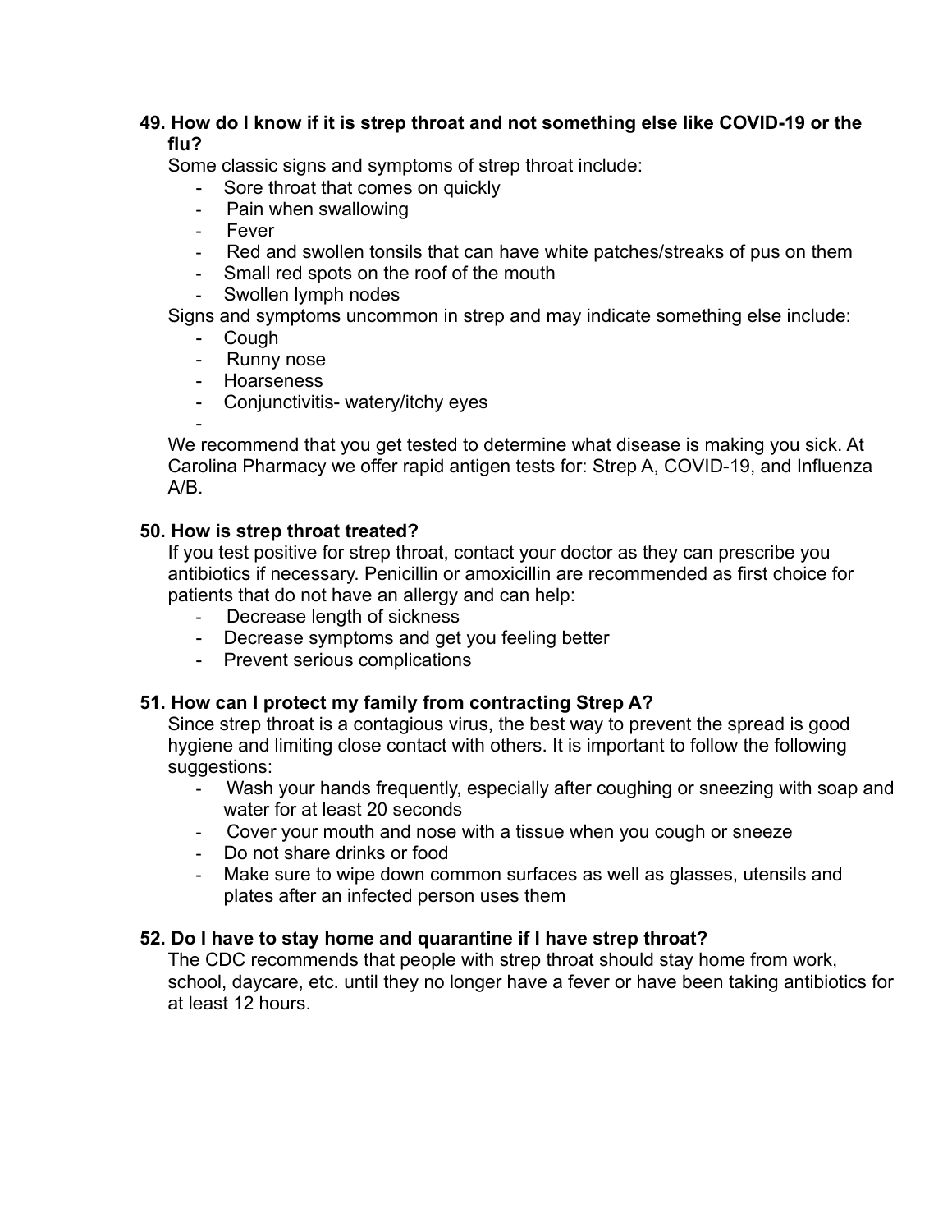**49. How do I know if it is strep throat and not something else like COVID-19 or the flu?**

Some classic signs and symptoms of strep throat include:

- Sore throat that comes on quickly
- Pain when swallowing
- Fever
- Red and swollen tonsils that can have white patches/streaks of pus on them
- Small red spots on the roof of the mouth
- Swollen lymph nodes

Signs and symptoms uncommon in strep and may indicate something else include:

- Cough
- Runny nose
- Hoarseness
- Conjunctivitis- watery/itchy eyes
-

We recommend that you get tested to determine what disease is making you sick. At Carolina Pharmacy we offer rapid antigen tests for: Strep A, COVID-19, and Influenza A/B.

**50. How is strep throat treated?**

If you test positive for strep throat, contact your doctor as they can prescribe you antibiotics if necessary. Penicillin or amoxicillin are recommended as first choice for patients that do not have an allergy and can help:

- Decrease length of sickness
- Decrease symptoms and get you feeling better
- Prevent serious complications

**51. How can I protect my family from contracting Strep A?**

Since strep throat is a contagious virus, the best way to prevent the spread is good hygiene and limiting close contact with others. It is important to follow the following suggestions:

- Wash your hands frequently, especially after coughing or sneezing with soap and water for at least 20 seconds
- Cover your mouth and nose with a tissue when you cough or sneeze
- Do not share drinks or food
- Make sure to wipe down common surfaces as well as glasses, utensils and plates after an infected person uses them

**52. Do I have to stay home and quarantine if I have strep throat?**

The CDC recommends that people with strep throat should stay home from work, school, daycare, etc. until they no longer have a fever or have been taking antibiotics for at least 12 hours.